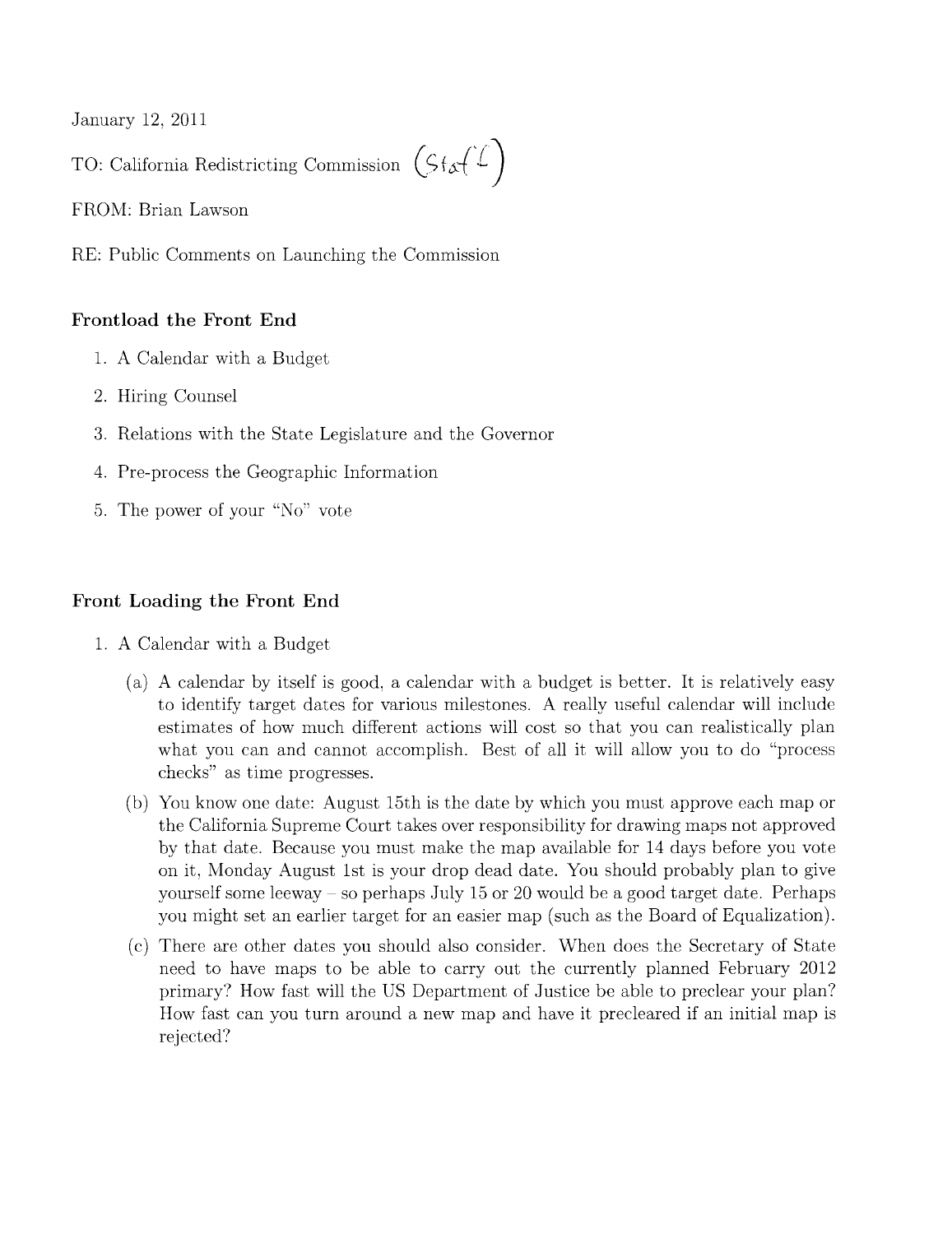January 12, 2011

TO: California Redistricting Commission (Staff)

FROM: Brian Lawson

RE: Public Comments on Launching the Commission

### Frontload the Front End

1. A Calendar with a Budget
2. Hiring Counsel
3. Relations with the State Legislature and the Governor
4. Pre-process the Geographic Information
5. The power of your "No" vote

### Front Loading the Front End

1. A Calendar with a Budget
   (a) A calendar by itself is good, a calendar with a budget is better. It is relatively easy to identify target dates for various milestones. A really useful calendar will include estimates of how much different actions will cost so that you can realistically plan what you can and cannot accomplish. Best of all it will allow you to do "process checks" as time progresses.
   
   (b) You know one date: August 15th is the date by which you must approve each map or the California Supreme Court takes over responsibility for drawing maps not approved by that date. Because you must make the map available for 14 days before you vote on it, Monday August 1st is your drop dead date. You should probably plan to give yourself some leeway – so perhaps July 15 or 20 would be a good target date. Perhaps you might set an earlier target for an easier map (such as the Board of Equalization).
   
   (c) There are other dates you should also consider. When does the Secretary of State need to have maps to be able to carry out the currently planned February 2012 primary? How fast will the US Department of Justice be able to preclear your plan? How fast can you turn around a new map and have it precleared if an initial map is rejected?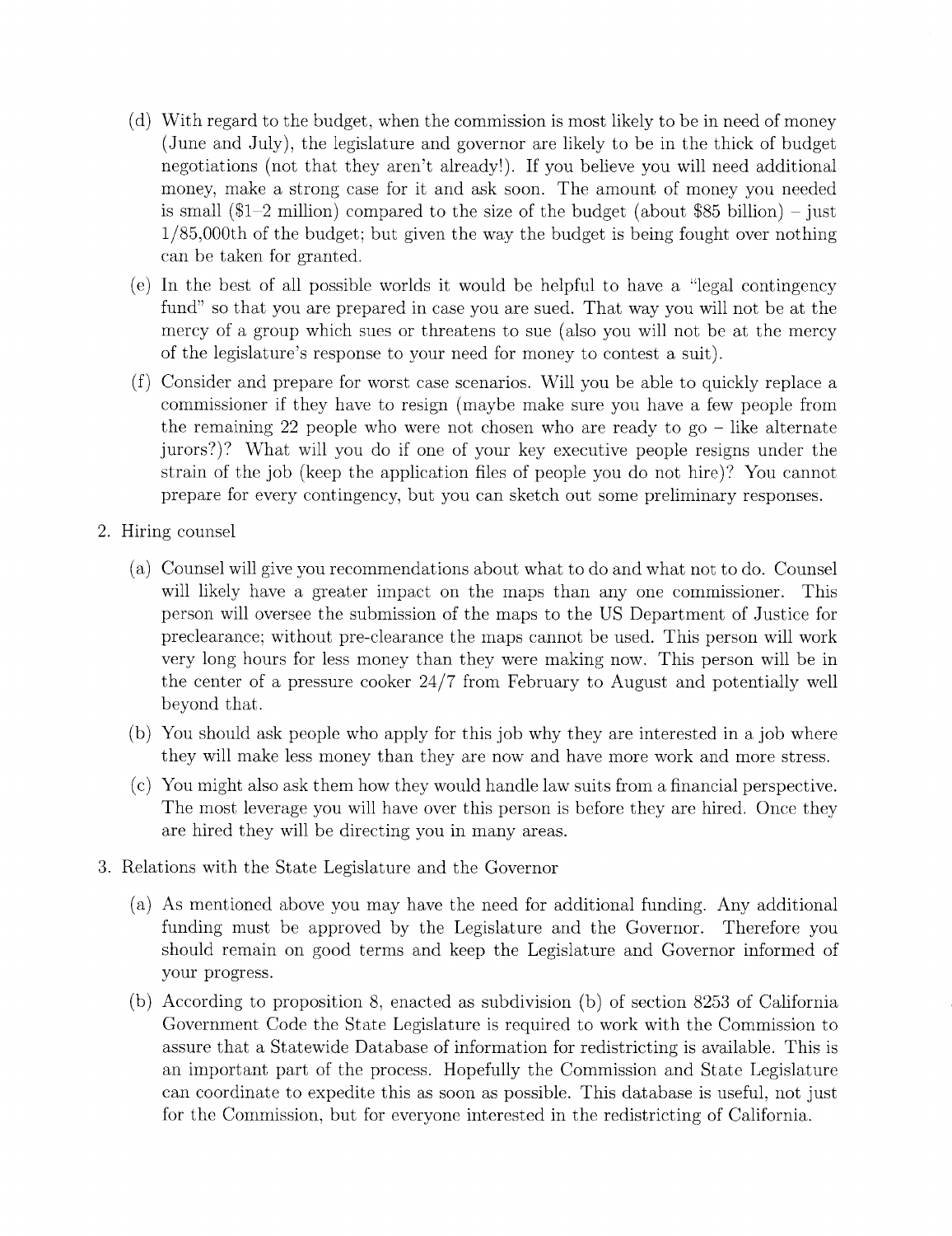(d) With regard to the budget, when the commission is most likely to be in need of money (June and July), the legislature and governor are likely to be in the thick of budget negotiations (not that they aren't already!). If you believe you will need additional money, make a strong case for it and ask soon. The amount of money you needed is small ($1–2 million) compared to the size of the budget (about $85 billion) – just 1/85,000th of the budget; but given the way the budget is being fought over nothing can be taken for granted.

(e) In the best of all possible worlds it would be helpful to have a "legal contingency fund" so that you are prepared in case you are sued. That way you will not be at the mercy of a group which sues or threatens to sue (also you will not be at the mercy of the legislature's response to your need for money to contest a suit).

(f) Consider and prepare for worst case scenarios. Will you be able to quickly replace a commissioner if they have to resign (maybe make sure you have a few people from the remaining 22 people who were not chosen who are ready to go – like alternate jurors?)? What will you do if one of your key executive people resigns under the strain of the job (keep the application files of people you do not hire)? You cannot prepare for every contingency, but you can sketch out some preliminary responses.

2. Hiring counsel

   (a) Counsel will give you recommendations about what to do and what not to do. Counsel will likely have a greater impact on the maps than any one commissioner. This person will oversee the submission of the maps to the US Department of Justice for preclearance; without pre-clearance the maps cannot be used. This person will work very long hours for less money than they were making now. This person will be in the center of a pressure cooker 24/7 from February to August and potentially well beyond that.

   (b) You should ask people who apply for this job why they are interested in a job where they will make less money than they are now and have more work and more stress.

   (c) You might also ask them how they would handle law suits from a financial perspective. The most leverage you will have over this person is before they are hired. Once they are hired they will be directing you in many areas.

3. Relations with the State Legislature and the Governor

   (a) As mentioned above you may have the need for additional funding. Any additional funding must be approved by the Legislature and the Governor. Therefore you should remain on good terms and keep the Legislature and Governor informed of your progress.

   (b) According to proposition 8, enacted as subdivision (b) of section 8253 of California Government Code the State Legislature is required to work with the Commission to assure that a Statewide Database of information for redistricting is available. This is an important part of the process. Hopefully the Commission and State Legislature can coordinate to expedite this as soon as possible. This database is useful, not just for the Commission, but for everyone interested in the redistricting of California.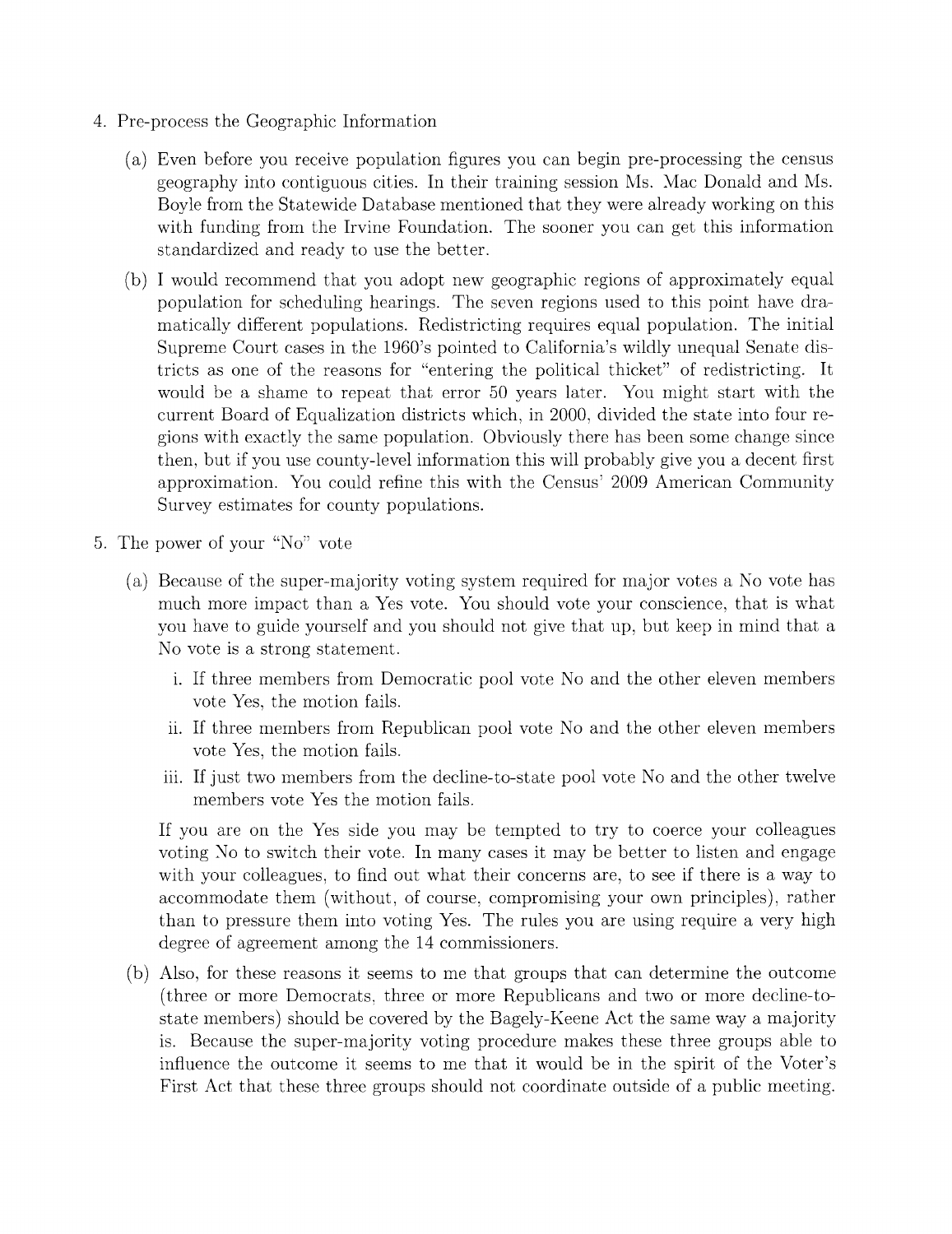4. Pre-process the Geographic Information

   (a) Even before you receive population figures you can begin pre-processing the census geography into contiguous cities. In their training session Ms. Mac Donald and Ms. Boyle from the Statewide Database mentioned that they were already working on this with funding from the Irvine Foundation. The sooner you can get this information standardized and ready to use the better.

   (b) I would recommend that you adopt new geographic regions of approximately equal population for scheduling hearings. The seven regions used to this point have dramatically different populations. Redistricting requires equal population. The initial Supreme Court cases in the 1960's pointed to California's wildly unequal Senate districts as one of the reasons for "entering the political thicket" of redistricting. It would be a shame to repeat that error 50 years later. You might start with the current Board of Equalization districts which, in 2000, divided the state into four regions with exactly the same population. Obviously there has been some change since then, but if you use county-level information this will probably give you a decent first approximation. You could refine this with the Census' 2009 American Community Survey estimates for county populations.

5. The power of your "No" vote

   (a) Because of the super-majority voting system required for major votes a No vote has much more impact than a Yes vote. You should vote your conscience, that is what you have to guide yourself and you should not give that up, but keep in mind that a No vote is a strong statement.

      i. If three members from Democratic pool vote No and the other eleven members vote Yes, the motion fails.

      ii. If three members from Republican pool vote No and the other eleven members vote Yes, the motion fails.

      iii. If just two members from the decline-to-state pool vote No and the other twelve members vote Yes the motion fails.

   If you are on the Yes side you may be tempted to try to coerce your colleagues voting No to switch their vote. In many cases it may be better to listen and engage with your colleagues, to find out what their concerns are, to see if there is a way to accommodate them (without, of course, compromising your own principles), rather than to pressure them into voting Yes. The rules you are using require a very high degree of agreement among the 14 commissioners.

   (b) Also, for these reasons it seems to me that groups that can determine the outcome (three or more Democrats, three or more Republicans and two or more decline-to-state members) should be covered by the Bagely-Keene Act the same way a majority is. Because the super-majority voting procedure makes these three groups able to influence the outcome it seems to me that it would be in the spirit of the Voter's First Act that these three groups should not coordinate outside of a public meeting.